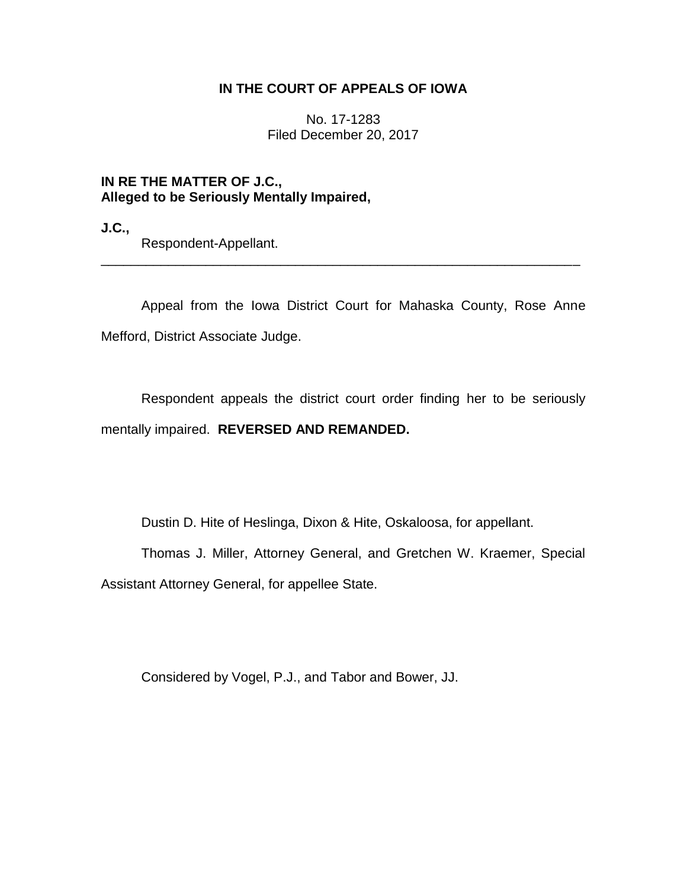**IN THE COURT OF APPEALS OF IOWA**

No. 17-1283
Filed December 20, 2017

**IN RE THE MATTER OF J.C.,**
**Alleged to be Seriously Mentally Impaired,**

**J.C.,**
Respondent-Appellant.

---

Appeal from the Iowa District Court for Mahaska County, Rose Anne Mefford, District Associate Judge.

Respondent appeals the district court order finding her to be seriously mentally impaired. **REVERSED AND REMANDED.**

Dustin D. Hite of Heslinga, Dixon & Hite, Oskaloosa, for appellant.

Thomas J. Miller, Attorney General, and Gretchen W. Kraemer, Special Assistant Attorney General, for appellee State.

Considered by Vogel, P.J., and Tabor and Bower, JJ.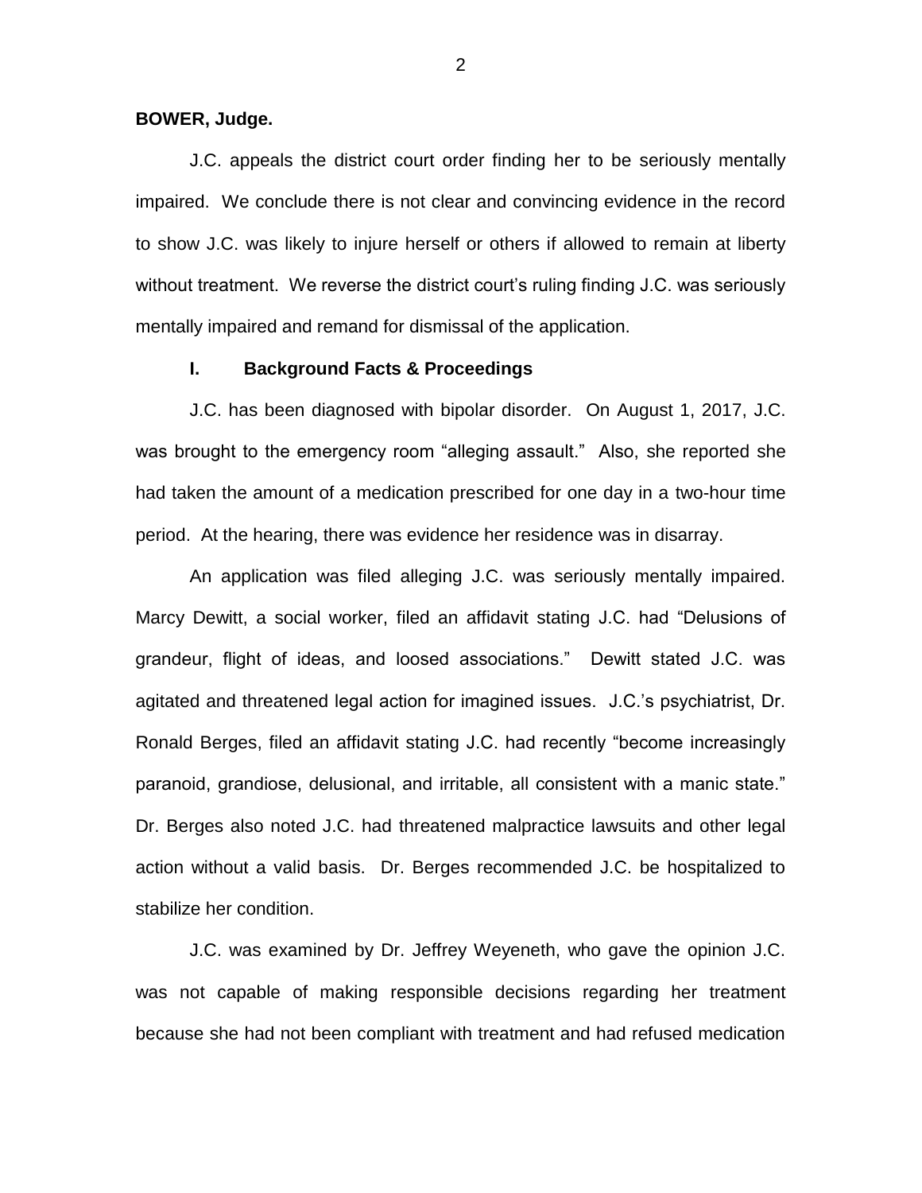**BOWER, Judge.**

J.C. appeals the district court order finding her to be seriously mentally impaired. We conclude there is not clear and convincing evidence in the record to show J.C. was likely to injure herself or others if allowed to remain at liberty without treatment. We reverse the district court's ruling finding J.C. was seriously mentally impaired and remand for dismissal of the application.

## I. Background Facts & Proceedings

J.C. has been diagnosed with bipolar disorder. On August 1, 2017, J.C. was brought to the emergency room "alleging assault." Also, she reported she had taken the amount of a medication prescribed for one day in a two-hour time period. At the hearing, there was evidence her residence was in disarray.

An application was filed alleging J.C. was seriously mentally impaired. Marcy Dewitt, a social worker, filed an affidavit stating J.C. had "Delusions of grandeur, flight of ideas, and loosed associations." Dewitt stated J.C. was agitated and threatened legal action for imagined issues. J.C.'s psychiatrist, Dr. Ronald Berges, filed an affidavit stating J.C. had recently "become increasingly paranoid, grandiose, delusional, and irritable, all consistent with a manic state." Dr. Berges also noted J.C. had threatened malpractice lawsuits and other legal action without a valid basis. Dr. Berges recommended J.C. be hospitalized to stabilize her condition.

J.C. was examined by Dr. Jeffrey Weyeneth, who gave the opinion J.C. was not capable of making responsible decisions regarding her treatment because she had not been compliant with treatment and had refused medication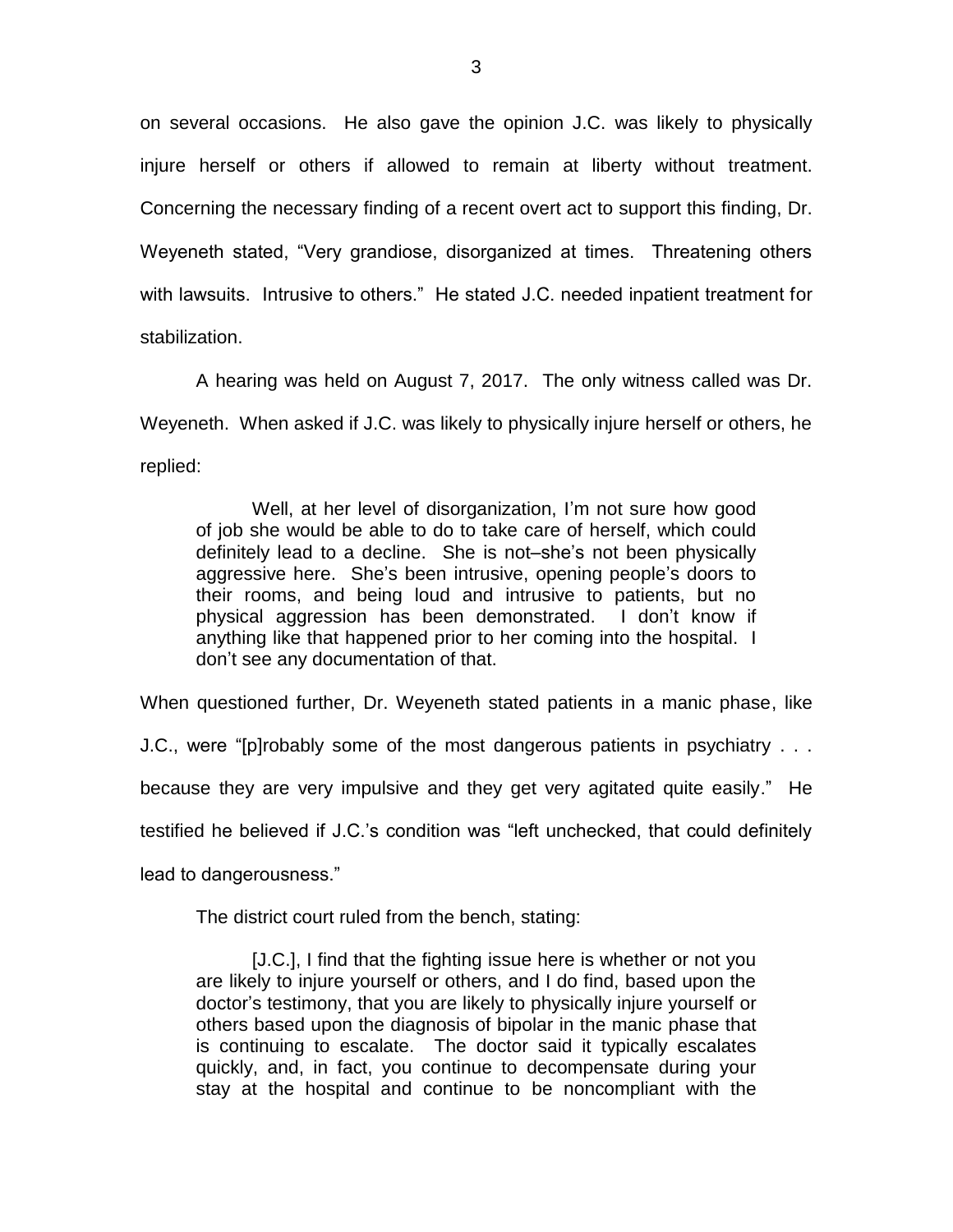on several occasions. He also gave the opinion J.C. was likely to physically injure herself or others if allowed to remain at liberty without treatment. Concerning the necessary finding of a recent overt act to support this finding, Dr. Weyeneth stated, "Very grandiose, disorganized at times. Threatening others with lawsuits. Intrusive to others." He stated J.C. needed inpatient treatment for stabilization.

A hearing was held on August 7, 2017. The only witness called was Dr. Weyeneth. When asked if J.C. was likely to physically injure herself or others, he replied:

> Well, at her level of disorganization, I'm not sure how good of job she would be able to do to take care of herself, which could definitely lead to a decline. She is not–she's not been physically aggressive here. She's been intrusive, opening people's doors to their rooms, and being loud and intrusive to patients, but no physical aggression has been demonstrated. I don't know if anything like that happened prior to her coming into the hospital. I don't see any documentation of that.

When questioned further, Dr. Weyeneth stated patients in a manic phase, like J.C., were "[p]robably some of the most dangerous patients in psychiatry . . . because they are very impulsive and they get very agitated quite easily." He testified he believed if J.C.'s condition was "left unchecked, that could definitely lead to dangerousness."

The district court ruled from the bench, stating:

> [J.C.], I find that the fighting issue here is whether or not you are likely to injure yourself or others, and I do find, based upon the doctor's testimony, that you are likely to physically injure yourself or others based upon the diagnosis of bipolar in the manic phase that is continuing to escalate. The doctor said it typically escalates quickly, and, in fact, you continue to decompensate during your stay at the hospital and continue to be noncompliant with the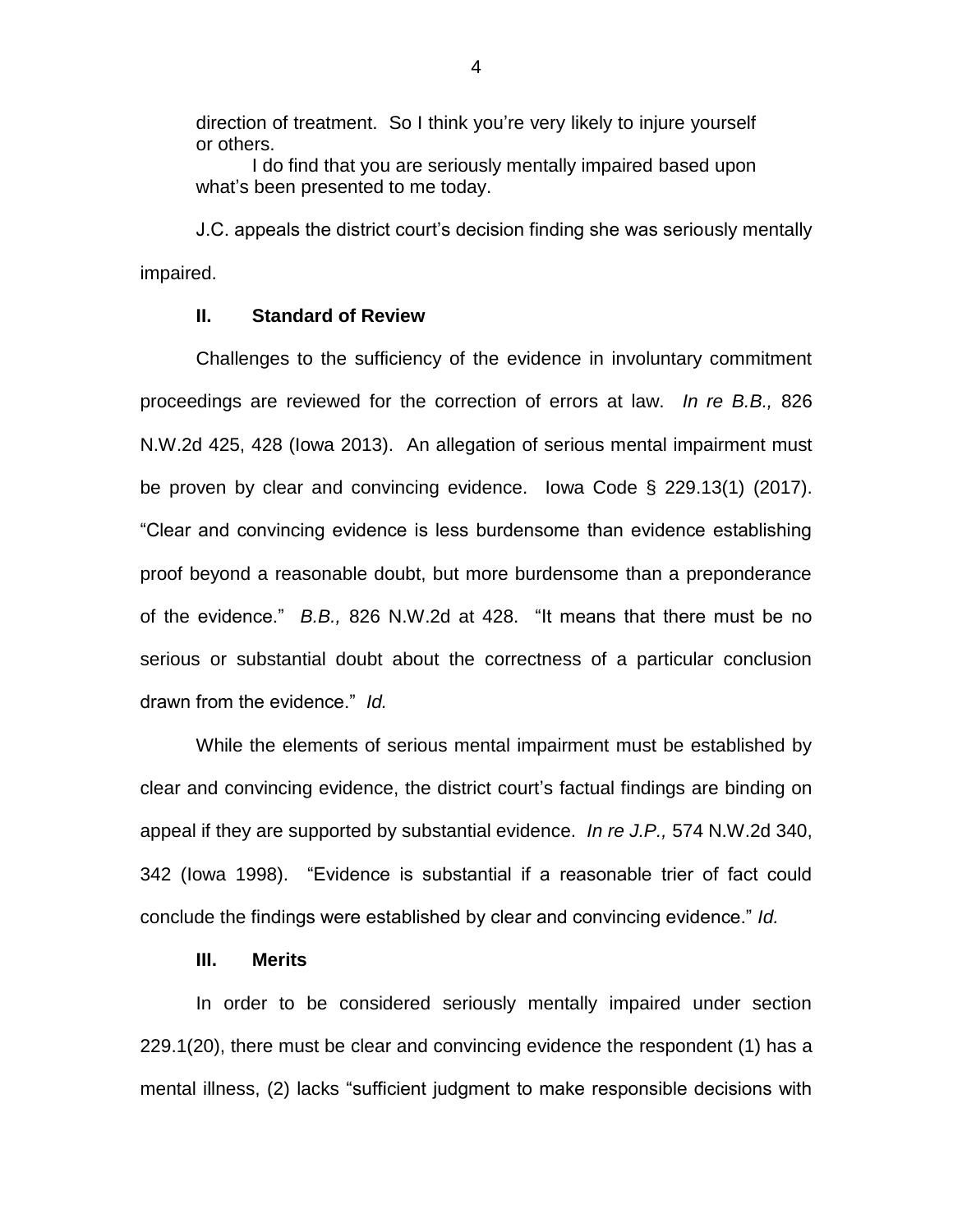> direction of treatment. So I think you're very likely to injure yourself or others.
>
> I do find that you are seriously mentally impaired based upon what's been presented to me today.

J.C. appeals the district court's decision finding she was seriously mentally impaired.

## II. Standard of Review

Challenges to the sufficiency of the evidence in involuntary commitment proceedings are reviewed for the correction of errors at law. *In re B.B.,* 826 N.W.2d 425, 428 (Iowa 2013). An allegation of serious mental impairment must be proven by clear and convincing evidence. Iowa Code § 229.13(1) (2017). "Clear and convincing evidence is less burdensome than evidence establishing proof beyond a reasonable doubt, but more burdensome than a preponderance of the evidence." *B.B.,* 826 N.W.2d at 428. "It means that there must be no serious or substantial doubt about the correctness of a particular conclusion drawn from the evidence." *Id.*

While the elements of serious mental impairment must be established by clear and convincing evidence, the district court's factual findings are binding on appeal if they are supported by substantial evidence. *In re J.P.,* 574 N.W.2d 340, 342 (Iowa 1998). "Evidence is substantial if a reasonable trier of fact could conclude the findings were established by clear and convincing evidence." *Id.*

## III. Merits

In order to be considered seriously mentally impaired under section 229.1(20), there must be clear and convincing evidence the respondent (1) has a mental illness, (2) lacks "sufficient judgment to make responsible decisions with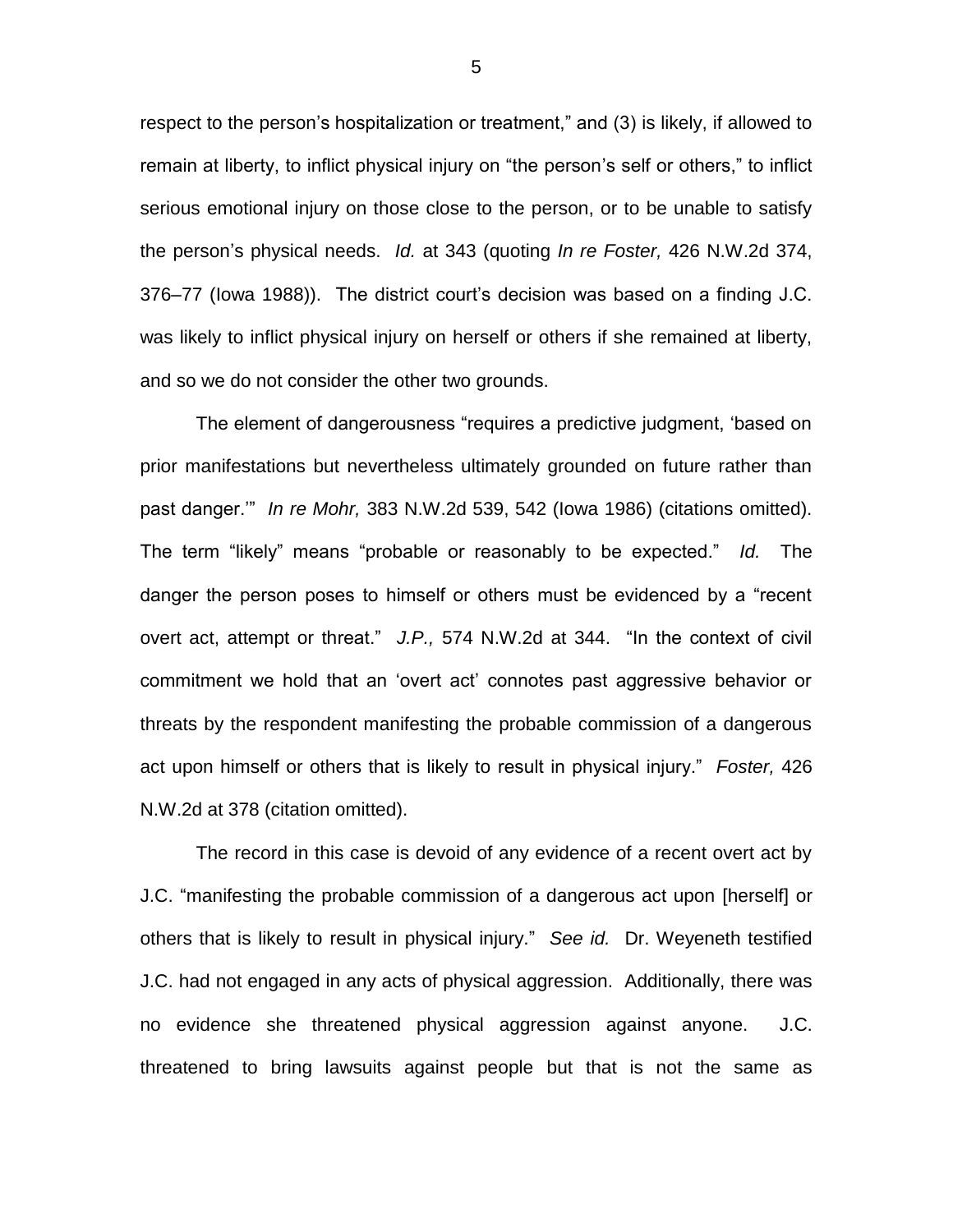respect to the person's hospitalization or treatment," and (3) is likely, if allowed to remain at liberty, to inflict physical injury on "the person's self or others," to inflict serious emotional injury on those close to the person, or to be unable to satisfy the person's physical needs. *Id.* at 343 (quoting *In re Foster,* 426 N.W.2d 374, 376–77 (Iowa 1988)). The district court's decision was based on a finding J.C. was likely to inflict physical injury on herself or others if she remained at liberty, and so we do not consider the other two grounds.

The element of dangerousness "requires a predictive judgment, 'based on prior manifestations but nevertheless ultimately grounded on future rather than past danger.'" *In re Mohr,* 383 N.W.2d 539, 542 (Iowa 1986) (citations omitted). The term "likely" means "probable or reasonably to be expected." *Id.* The danger the person poses to himself or others must be evidenced by a "recent overt act, attempt or threat." *J.P.,* 574 N.W.2d at 344. "In the context of civil commitment we hold that an 'overt act' connotes past aggressive behavior or threats by the respondent manifesting the probable commission of a dangerous act upon himself or others that is likely to result in physical injury." *Foster,* 426 N.W.2d at 378 (citation omitted).

The record in this case is devoid of any evidence of a recent overt act by J.C. "manifesting the probable commission of a dangerous act upon [herself] or others that is likely to result in physical injury." *See id.* Dr. Weyeneth testified J.C. had not engaged in any acts of physical aggression. Additionally, there was no evidence she threatened physical aggression against anyone. J.C. threatened to bring lawsuits against people but that is not the same as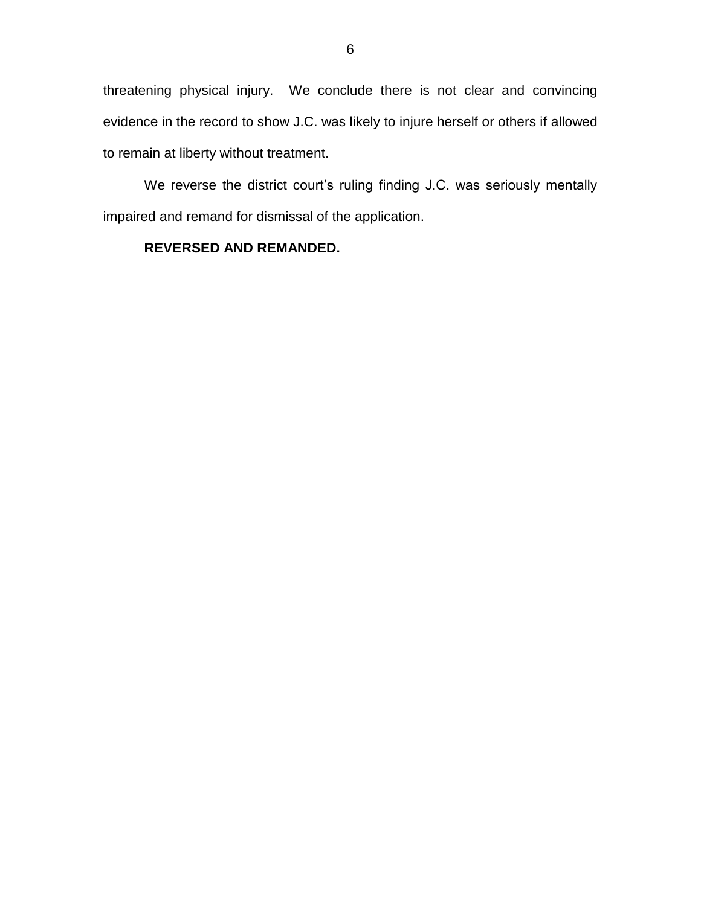threatening physical injury. We conclude there is not clear and convincing evidence in the record to show J.C. was likely to injure herself or others if allowed to remain at liberty without treatment.

We reverse the district court's ruling finding J.C. was seriously mentally impaired and remand for dismissal of the application.

**REVERSED AND REMANDED.**